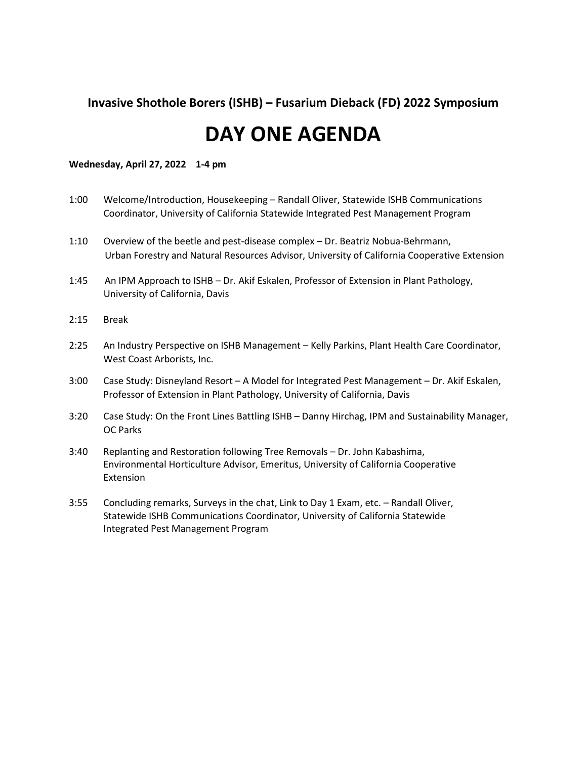**Invasive Shothole Borers (ISHB) – Fusarium Dieback (FD) 2022 Symposium**

# DAY ONE AGENDA

**Wednesday, April 27, 2022    1-4 pm**

1:00    Welcome/Introduction, Housekeeping – Randall Oliver, Statewide ISHB Communications Coordinator, University of California Statewide Integrated Pest Management Program

1:10    Overview of the beetle and pest-disease complex – Dr. Beatriz Nobua-Behrmann, Urban Forestry and Natural Resources Advisor, University of California Cooperative Extension

1:45    An IPM Approach to ISHB – Dr. Akif Eskalen, Professor of Extension in Plant Pathology, University of California, Davis

2:15    Break

2:25    An Industry Perspective on ISHB Management – Kelly Parkins, Plant Health Care Coordinator, West Coast Arborists, Inc.

3:00    Case Study: Disneyland Resort – A Model for Integrated Pest Management – Dr. Akif Eskalen, Professor of Extension in Plant Pathology, University of California, Davis

3:20    Case Study: On the Front Lines Battling ISHB – Danny Hirchag, IPM and Sustainability Manager, OC Parks

3:40    Replanting and Restoration following Tree Removals – Dr. John Kabashima, Environmental Horticulture Advisor, Emeritus, University of California Cooperative Extension

3:55    Concluding remarks, Surveys in the chat, Link to Day 1 Exam, etc. – Randall Oliver, Statewide ISHB Communications Coordinator, University of California Statewide Integrated Pest Management Program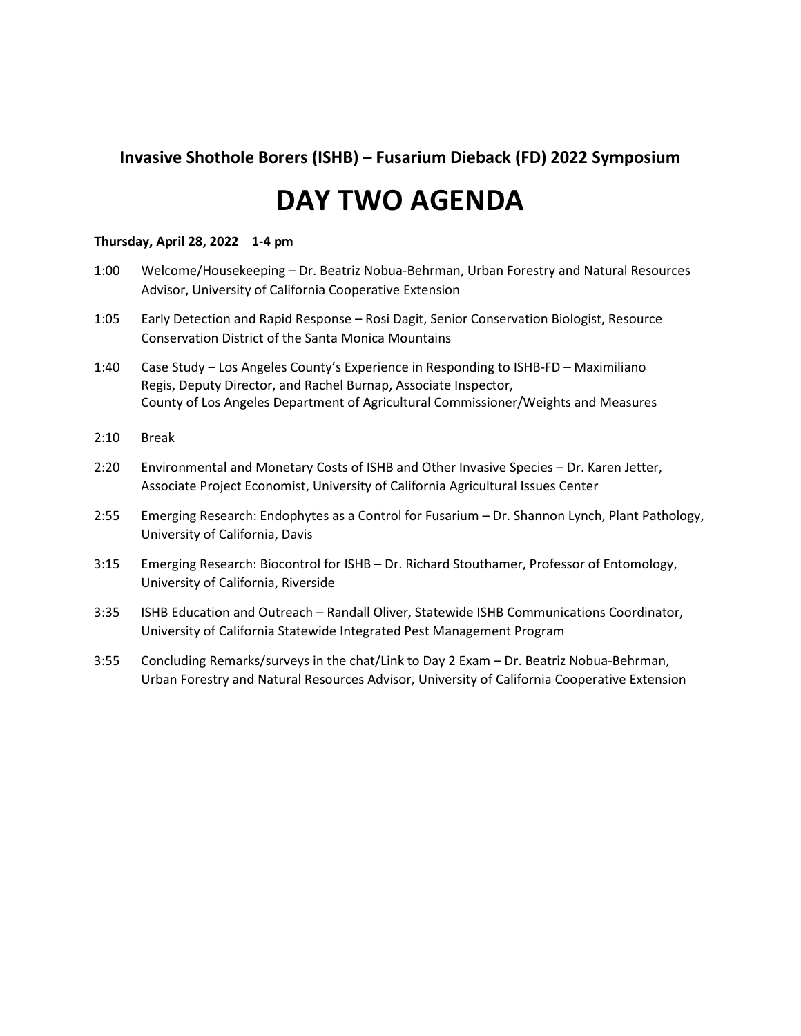**Invasive Shothole Borers (ISHB) – Fusarium Dieback (FD) 2022 Symposium**

# DAY TWO AGENDA

**Thursday, April 28, 2022 1-4 pm**

1:00 Welcome/Housekeeping – Dr. Beatriz Nobua-Behrman, Urban Forestry and Natural Resources Advisor, University of California Cooperative Extension

1:05 Early Detection and Rapid Response – Rosi Dagit, Senior Conservation Biologist, Resource Conservation District of the Santa Monica Mountains

1:40 Case Study – Los Angeles County's Experience in Responding to ISHB-FD – Maximiliano Regis, Deputy Director, and Rachel Burnap, Associate Inspector, County of Los Angeles Department of Agricultural Commissioner/Weights and Measures

2:10 Break

2:20 Environmental and Monetary Costs of ISHB and Other Invasive Species – Dr. Karen Jetter, Associate Project Economist, University of California Agricultural Issues Center

2:55 Emerging Research: Endophytes as a Control for Fusarium – Dr. Shannon Lynch, Plant Pathology, University of California, Davis

3:15 Emerging Research: Biocontrol for ISHB – Dr. Richard Stouthamer, Professor of Entomology, University of California, Riverside

3:35 ISHB Education and Outreach – Randall Oliver, Statewide ISHB Communications Coordinator, University of California Statewide Integrated Pest Management Program

3:55 Concluding Remarks/surveys in the chat/Link to Day 2 Exam – Dr. Beatriz Nobua-Behrman, Urban Forestry and Natural Resources Advisor, University of California Cooperative Extension